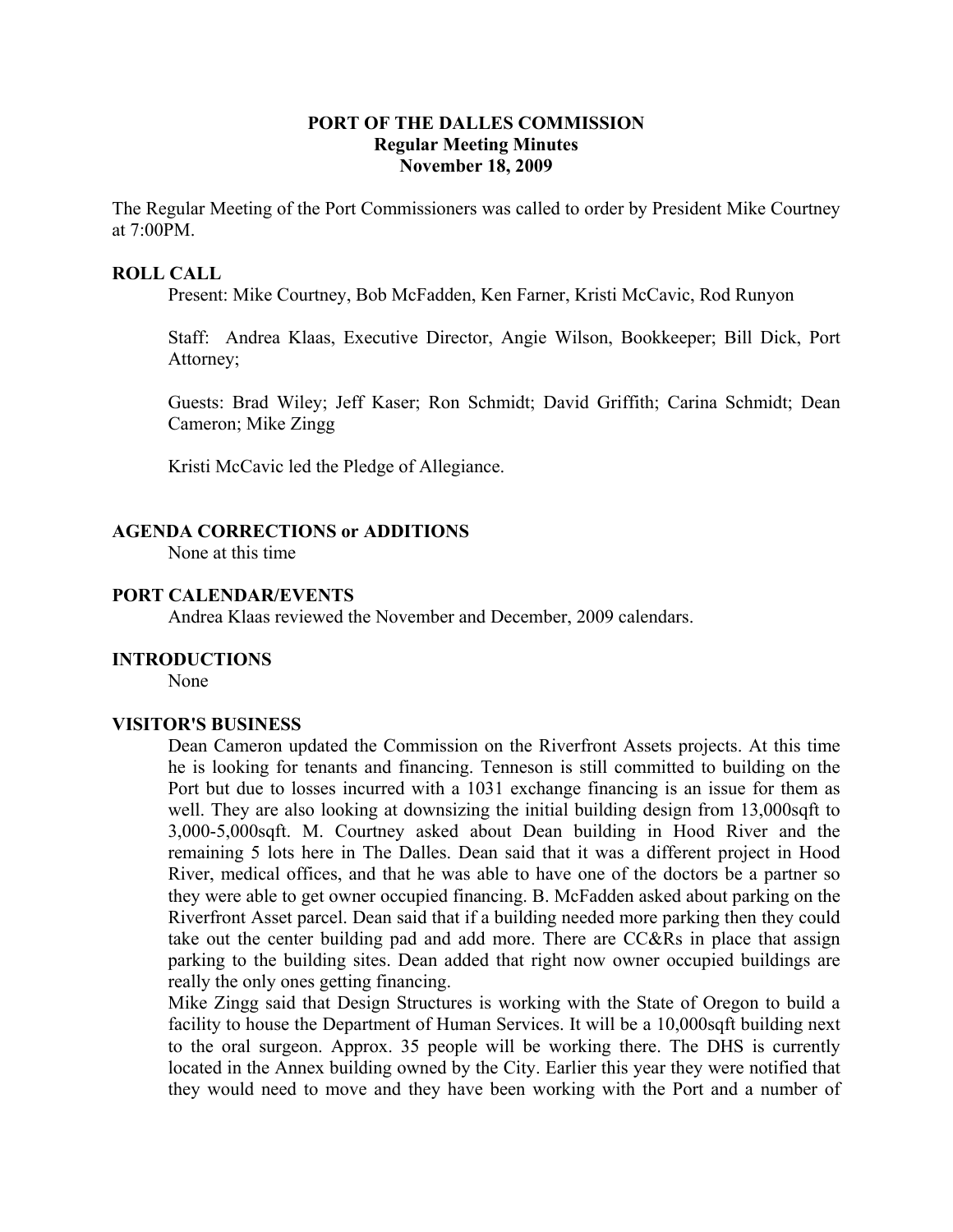**PORT OF THE DALLES COMMISSION**
**Regular Meeting Minutes**
**November 18, 2009**

The Regular Meeting of the Port Commissioners was called to order by President Mike Courtney at 7:00PM.

**ROLL CALL**

Present: Mike Courtney, Bob McFadden, Ken Farner, Kristi McCavic, Rod Runyon

Staff: Andrea Klaas, Executive Director, Angie Wilson, Bookkeeper; Bill Dick, Port Attorney;

Guests: Brad Wiley; Jeff Kaser; Ron Schmidt; David Griffith; Carina Schmidt; Dean Cameron; Mike Zingg

Kristi McCavic led the Pledge of Allegiance.

**AGENDA CORRECTIONS or ADDITIONS**

None at this time

**PORT CALENDAR/EVENTS**

Andrea Klaas reviewed the November and December, 2009 calendars.

**INTRODUCTIONS**

None

**VISITOR'S BUSINESS**

Dean Cameron updated the Commission on the Riverfront Assets projects. At this time he is looking for tenants and financing. Tenneson is still committed to building on the Port but due to losses incurred with a 1031 exchange financing is an issue for them as well. They are also looking at downsizing the initial building design from 13,000sqft to 3,000-5,000sqft. M. Courtney asked about Dean building in Hood River and the remaining 5 lots here in The Dalles. Dean said that it was a different project in Hood River, medical offices, and that he was able to have one of the doctors be a partner so they were able to get owner occupied financing. B. McFadden asked about parking on the Riverfront Asset parcel. Dean said that if a building needed more parking then they could take out the center building pad and add more. There are CC&Rs in place that assign parking to the building sites. Dean added that right now owner occupied buildings are really the only ones getting financing.

Mike Zingg said that Design Structures is working with the State of Oregon to build a facility to house the Department of Human Services. It will be a 10,000sqft building next to the oral surgeon. Approx. 35 people will be working there. The DHS is currently located in the Annex building owned by the City. Earlier this year they were notified that they would need to move and they have been working with the Port and a number of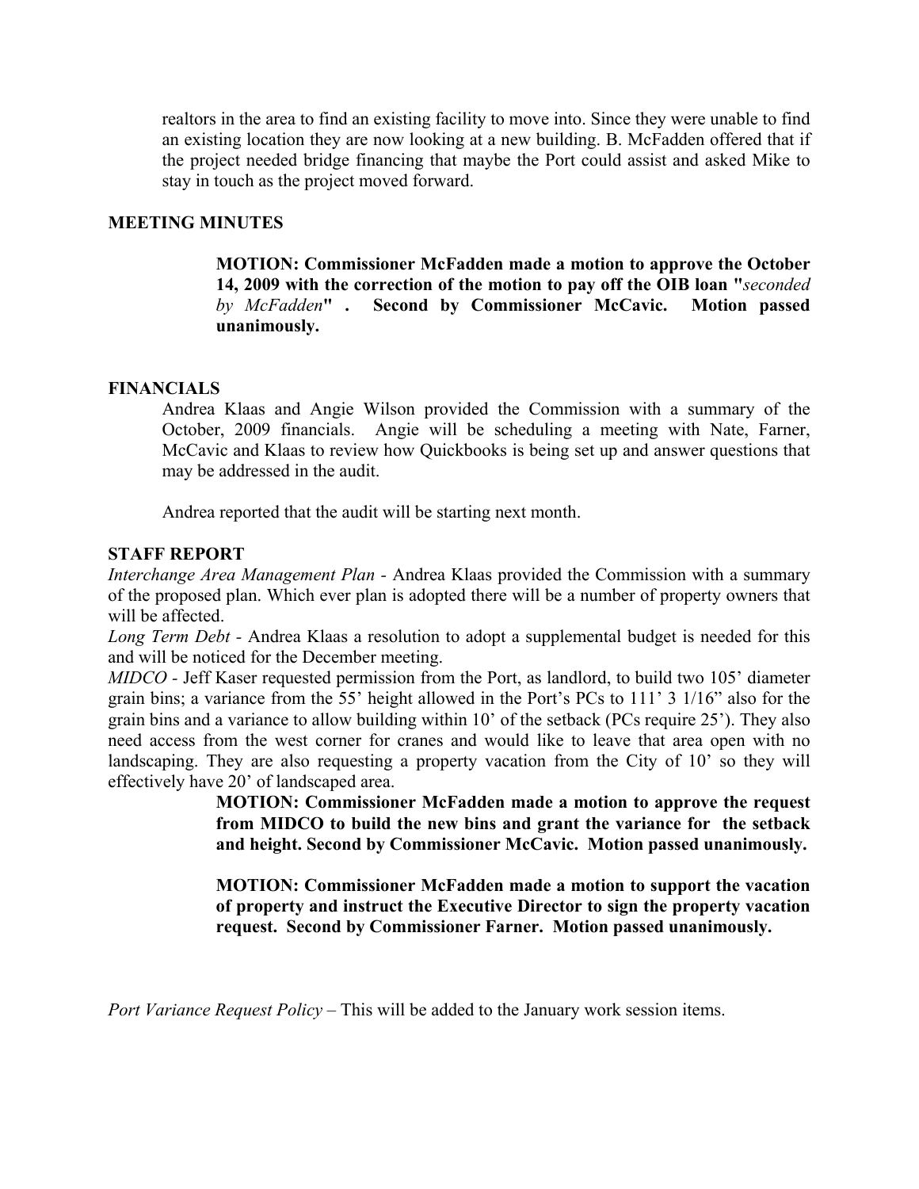realtors in the area to find an existing facility to move into. Since they were unable to find an existing location they are now looking at a new building. B. McFadden offered that if the project needed bridge financing that maybe the Port could assist and asked Mike to stay in touch as the project moved forward.

**MEETING MINUTES**

> **MOTION: Commissioner McFadden made a motion to approve the October 14, 2009 with the correction of the motion to pay off the OIB loan "*seconded by McFadden*" . Second by Commissioner McCavic. Motion passed unanimously.**

**FINANCIALS**

Andrea Klaas and Angie Wilson provided the Commission with a summary of the October, 2009 financials. Angie will be scheduling a meeting with Nate, Farner, McCavic and Klaas to review how Quickbooks is being set up and answer questions that may be addressed in the audit.

Andrea reported that the audit will be starting next month.

**STAFF REPORT**

*Interchange Area Management Plan* - Andrea Klaas provided the Commission with a summary of the proposed plan. Which ever plan is adopted there will be a number of property owners that will be affected.

*Long Term Debt* - Andrea Klaas a resolution to adopt a supplemental budget is needed for this and will be noticed for the December meeting.

*MIDCO* - Jeff Kaser requested permission from the Port, as landlord, to build two 105' diameter grain bins; a variance from the 55' height allowed in the Port's PCs to 111' 3 1/16" also for the grain bins and a variance to allow building within 10' of the setback (PCs require 25'). They also need access from the west corner for cranes and would like to leave that area open with no landscaping. They are also requesting a property vacation from the City of 10' so they will effectively have 20' of landscaped area.

> **MOTION: Commissioner McFadden made a motion to approve the request from MIDCO to build the new bins and grant the variance for the setback and height. Second by Commissioner McCavic. Motion passed unanimously.**
>
> **MOTION: Commissioner McFadden made a motion to support the vacation of property and instruct the Executive Director to sign the property vacation request. Second by Commissioner Farner. Motion passed unanimously.**

*Port Variance Request Policy* – This will be added to the January work session items.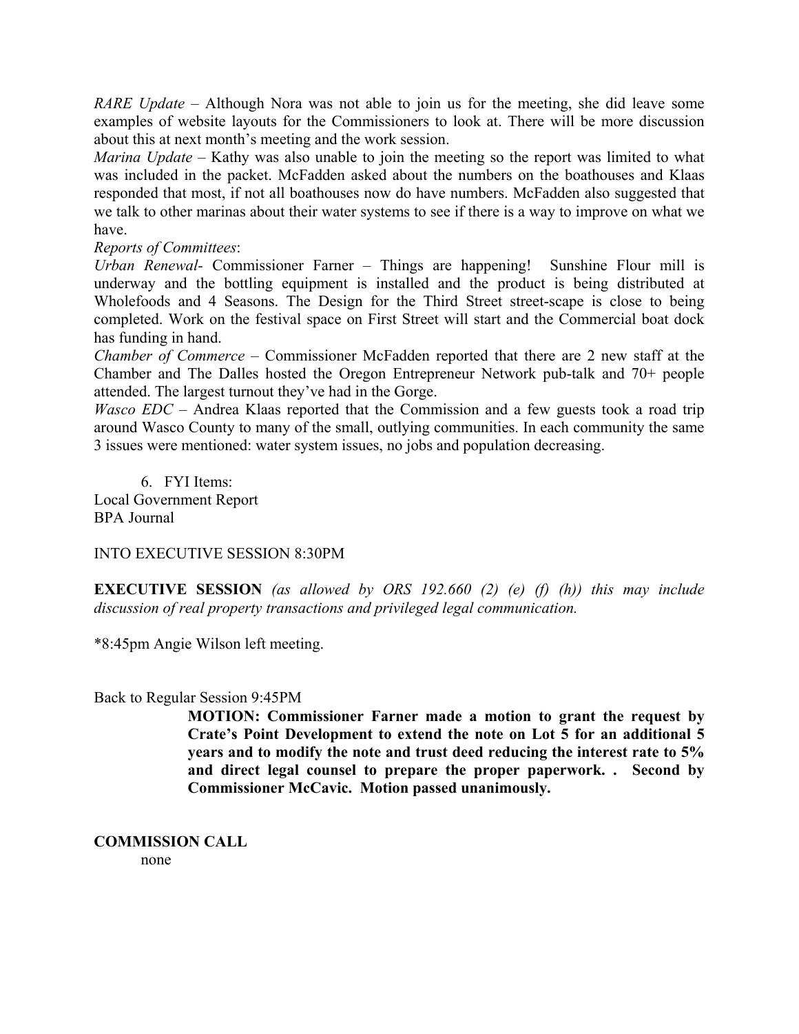*RARE Update* – Although Nora was not able to join us for the meeting, she did leave some examples of website layouts for the Commissioners to look at. There will be more discussion about this at next month's meeting and the work session.

*Marina Update* – Kathy was also unable to join the meeting so the report was limited to what was included in the packet. McFadden asked about the numbers on the boathouses and Klaas responded that most, if not all boathouses now do have numbers. McFadden also suggested that we talk to other marinas about their water systems to see if there is a way to improve on what we have.

*Reports of Committees*:

*Urban Renewal*- Commissioner Farner – Things are happening! Sunshine Flour mill is underway and the bottling equipment is installed and the product is being distributed at Wholefoods and 4 Seasons. The Design for the Third Street street-scape is close to being completed. Work on the festival space on First Street will start and the Commercial boat dock has funding in hand.

*Chamber of Commerce* – Commissioner McFadden reported that there are 2 new staff at the Chamber and The Dalles hosted the Oregon Entrepreneur Network pub-talk and 70+ people attended. The largest turnout they've had in the Gorge.

*Wasco EDC* – Andrea Klaas reported that the Commission and a few guests took a road trip around Wasco County to many of the small, outlying communities. In each community the same 3 issues were mentioned: water system issues, no jobs and population decreasing.

6. FYI Items:

Local Government Report
BPA Journal

INTO EXECUTIVE SESSION 8:30PM

**EXECUTIVE SESSION** *(as allowed by ORS 192.660 (2) (e) (f) (h)) this may include discussion of real property transactions and privileged legal communication.*

*8:45pm Angie Wilson left meeting.

Back to Regular Session 9:45PM

**MOTION: Commissioner Farner made a motion to grant the request by Crate's Point Development to extend the note on Lot 5 for an additional 5 years and to modify the note and trust deed reducing the interest rate to 5% and direct legal counsel to prepare the proper paperwork. . Second by Commissioner McCavic. Motion passed unanimously.**

**COMMISSION CALL**

none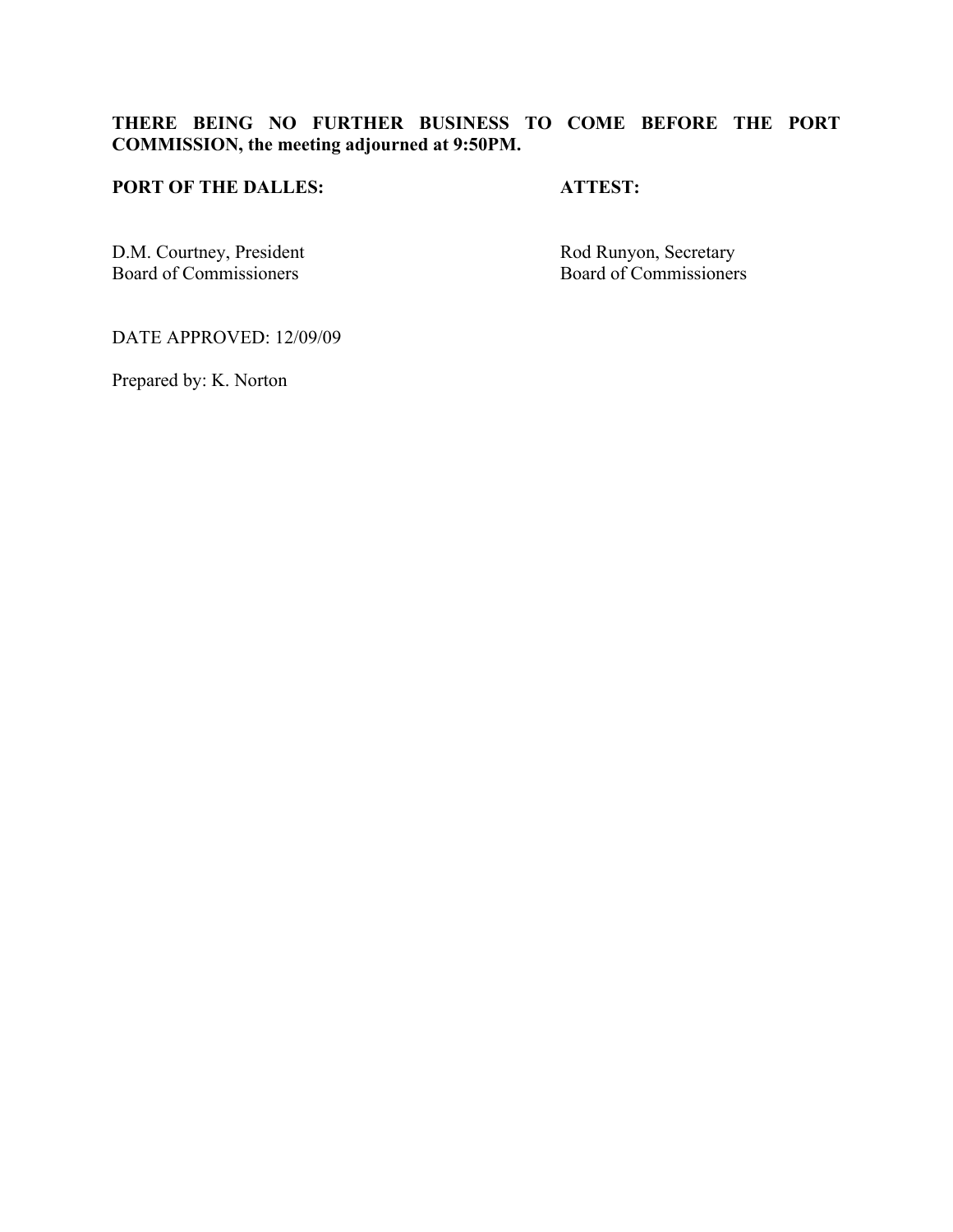**THERE BEING NO FURTHER BUSINESS TO COME BEFORE THE PORT COMMISSION, the meeting adjourned at 9:50PM.**

**PORT OF THE DALLES:**

D.M. Courtney, President
Board of Commissioners

**ATTEST:**

Rod Runyon, Secretary
Board of Commissioners

DATE APPROVED: 12/09/09

Prepared by: K. Norton